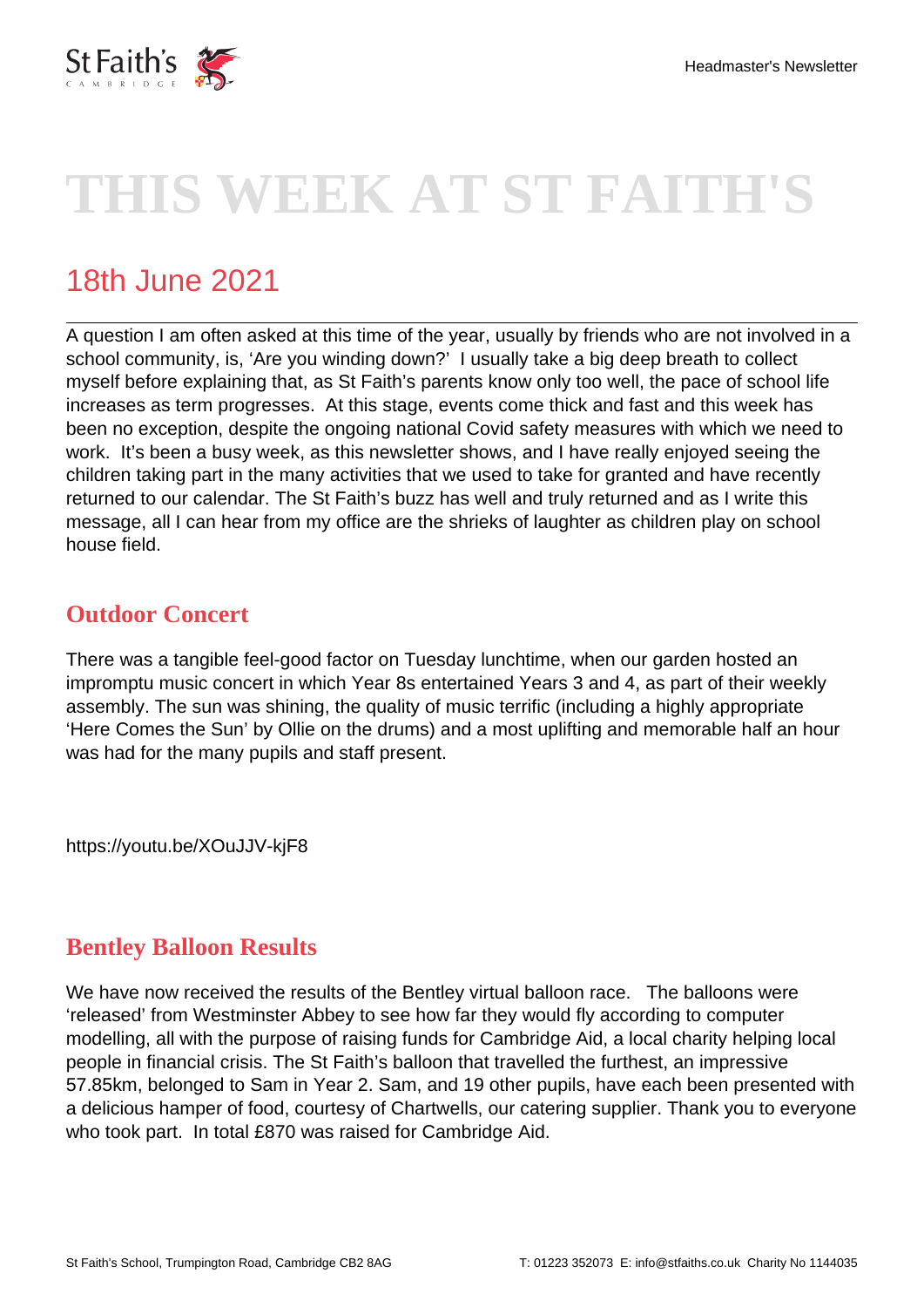# THIS WEEK AT ST FAITH'S

## 18th June 2021

A question I am often asked at this time of the year, usually by friends who are not involved in a school community, is, 'Are you winding down?' I usually take a big deep breath to collect myself before explaining that, as St Faith's parents know only too well, the pace of school life increases as term progresses. At this stage, events come thick and fast and this week has been no exception, despite the ongoing national Covid safety measures with which we need to work. It's been a busy week, as this newsletter shows, and I have really enjoyed seeing the children taking part in the many activities that we used to take for granted and have recently returned to our calendar. The St Faith's buzz has well and truly returned and as I write this message, all I can hear from my office are the shrieks of laughter as children play on school house field.

### Outdoor Concert

There was a tangible feel-good factor on Tuesday lunchtime, when our garden hosted an impromptu music concert in which Year 8s entertained Years 3 and 4, as part of their weekly assembly. The sun was shining, the quality of music terrific (including a highly appropriate 'Here Comes the Sun' by Ollie on the drums) and a most uplifting and memorable half an hour was had for the many pupils and staff present.

https://youtu.be/XOuJJV-kjF8

### Bentley Balloon Results

We have now received the results of the Bentley virtual balloon race. The balloons were 'released' from Westminster Abbey to see how far they would fly according to computer modelling, all with the purpose of raising funds for Cambridge Aid, a local charity helping local people in financial crisis. The St Faith's balloon that travelled the furthest, an impressive 57.85km, belonged to Sam in Year 2. Sam, and 19 other pupils, have each been presented with a delicious hamper of food, courtesy of Chartwells, our catering supplier. Thank you to everyone who took part. In total £870 was raised for Cambridge Aid.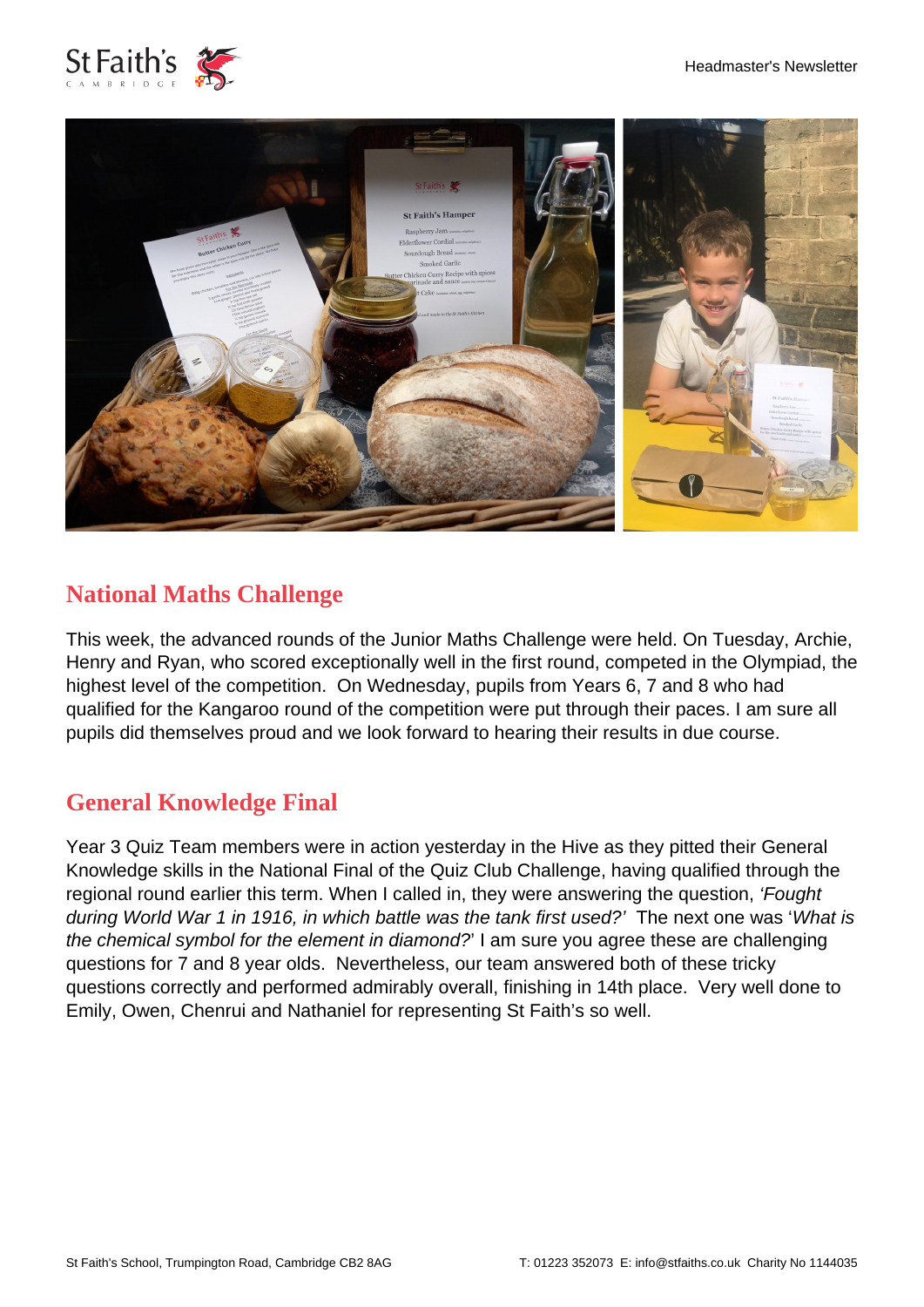## National Maths Challenge

This week, the advanced rounds of the Junior Maths Challenge were held. On Tuesday, Archie, Henry and Ryan, who scored exceptionally well in the first round, competed in the Olympiad, the highest level of the competition. On Wednesday, pupils from Years 6, 7 and 8 who had qualified for the Kangaroo round of the competition were put through their paces. I am sure all pupils did themselves proud and we look forward to hearing their results in due course.

## General Knowledge Final

Year 3 Quiz Team members were in action yesterday in the Hive as they pitted their General Knowledge skills in the National Final of the Quiz Club Challenge, having qualified through the regional round earlier this term. When I called in, they were answering the question, *'Fought during World War 1 in 1916, in which battle was the tank first used?'* The next one was '*What is the chemical symbol for the element in diamond?*' I am sure you agree these are challenging questions for 7 and 8 year olds. Nevertheless, our team answered both of these tricky questions correctly and performed admirably overall, finishing in 14th place. Very well done to Emily, Owen, Chenrui and Nathaniel for representing St Faith's so well.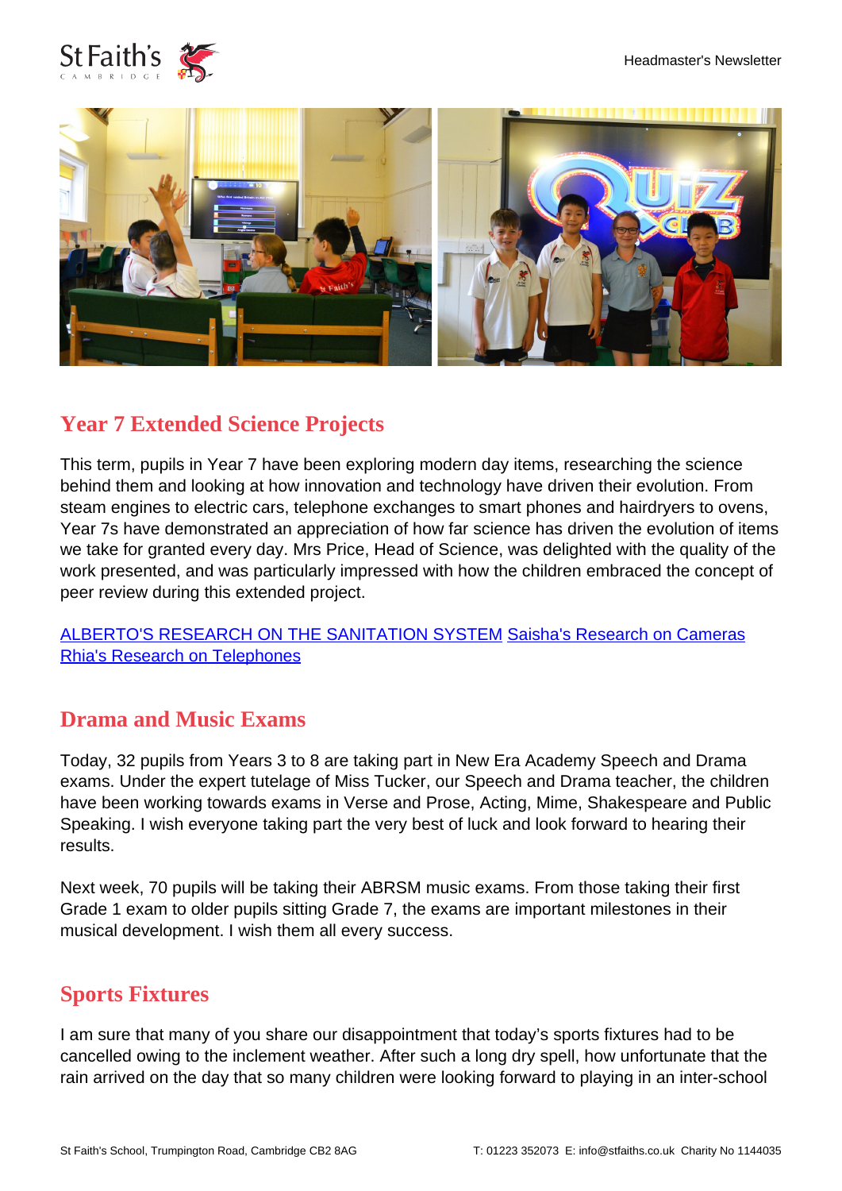## Year 7 Extended Science Projects

This term, pupils in Year 7 have been exploring modern day items, researching the science behind them and looking at how innovation and technology have driven their evolution. From steam engines to electric cars, telephone exchanges to smart phones and hairdryers to ovens, Year 7s have demonstrated an appreciation of how far science has driven the evolution of items we take for granted every day. Mrs Price, Head of Science, was delighted with the quality of the work presented, and was particularly impressed with how the children embraced the concept of peer review during this extended project.

ALBERTO'S RESEARCH ON THE SANITATION SYSTEM Saisha's Research on Cameras Rhia's Research on Telephones

## Drama and Music Exams

Today, 32 pupils from Years 3 to 8 are taking part in New Era Academy Speech and Drama exams. Under the expert tutelage of Miss Tucker, our Speech and Drama teacher, the children have been working towards exams in Verse and Prose, Acting, Mime, Shakespeare and Public Speaking. I wish everyone taking part the very best of luck and look forward to hearing their results.

Next week, 70 pupils will be taking their ABRSM music exams. From those taking their first Grade 1 exam to older pupils sitting Grade 7, the exams are important milestones in their musical development. I wish them all every success.

## Sports Fixtures

I am sure that many of you share our disappointment that today's sports fixtures had to be cancelled owing to the inclement weather. After such a long dry spell, how unfortunate that the rain arrived on the day that so many children were looking forward to playing in an inter-school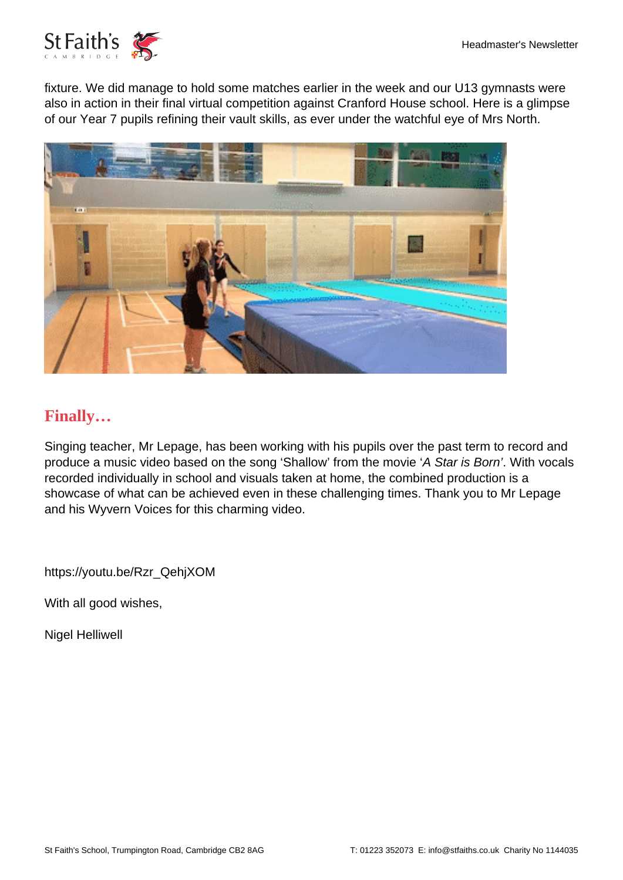fixture. We did manage to hold some matches earlier in the week and our U13 gymnasts were also in action in their final virtual competition against Cranford House school. Here is a glimpse of our Year 7 pupils refining their vault skills, as ever under the watchful eye of Mrs North.

## Finally…

Singing teacher, Mr Lepage, has been working with his pupils over the past term to record and produce a music video based on the song 'Shallow' from the movie '*A Star is Born*'. With vocals recorded individually in school and visuals taken at home, the combined production is a showcase of what can be achieved even in these challenging times. Thank you to Mr Lepage and his Wyvern Voices for this charming video.

https://youtu.be/Rzr_QehjXOM

With all good wishes,

Nigel Helliwell